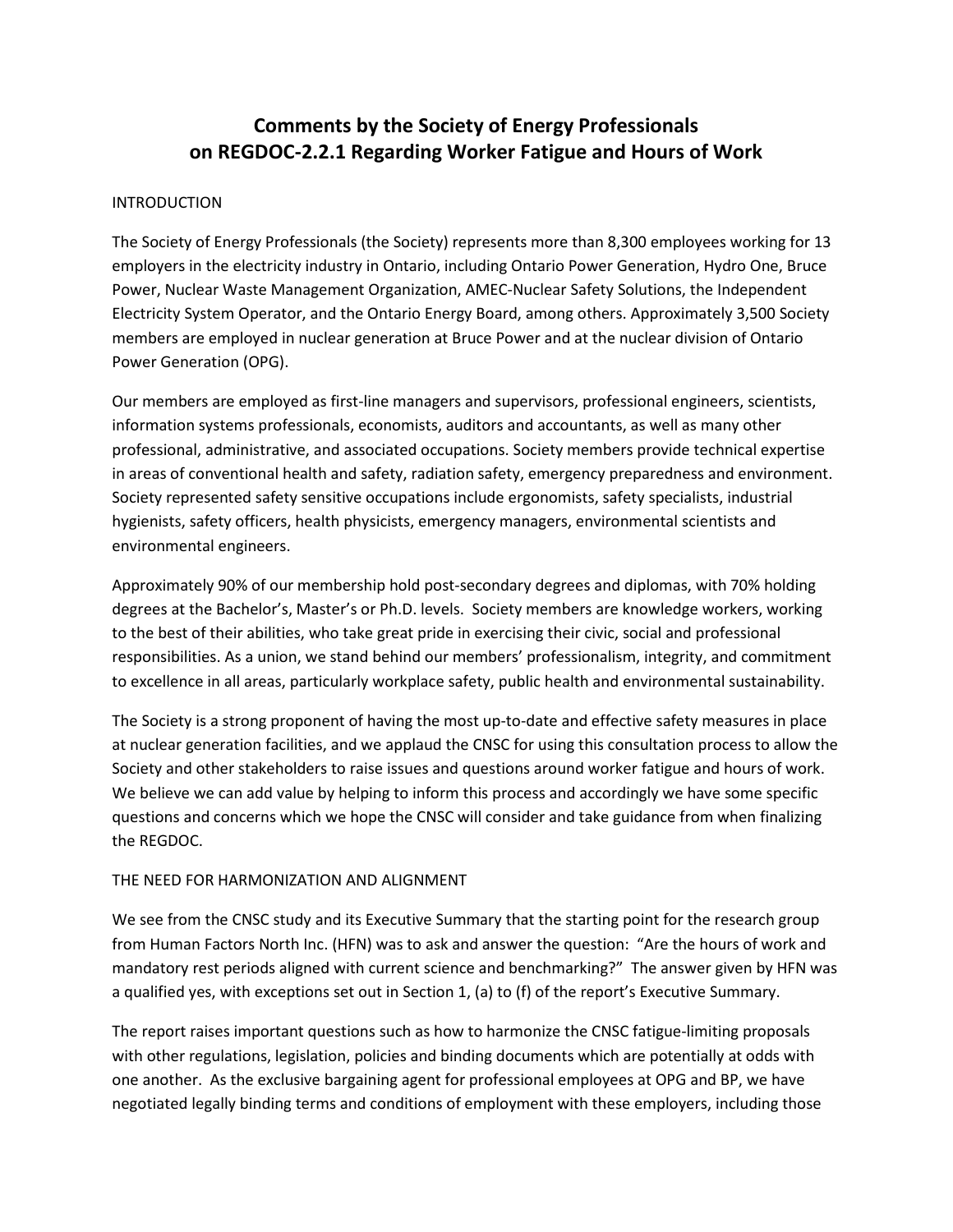# Comments by the Society of Energy Professionals on REGDOC-2.2.1 Regarding Worker Fatigue and Hours of Work

## INTRODUCTION

The Society of Energy Professionals (the Society) represents more than 8,300 employees working for 13 employers in the electricity industry in Ontario, including Ontario Power Generation, Hydro One, Bruce Power, Nuclear Waste Management Organization, AMEC-Nuclear Safety Solutions, the Independent Electricity System Operator, and the Ontario Energy Board, among others. Approximately 3,500 Society members are employed in nuclear generation at Bruce Power and at the nuclear division of Ontario Power Generation (OPG).

Our members are employed as first-line managers and supervisors, professional engineers, scientists, information systems professionals, economists, auditors and accountants, as well as many other professional, administrative, and associated occupations. Society members provide technical expertise in areas of conventional health and safety, radiation safety, emergency preparedness and environment. Society represented safety sensitive occupations include ergonomists, safety specialists, industrial hygienists, safety officers, health physicists, emergency managers, environmental scientists and environmental engineers.

Approximately 90% of our membership hold post-secondary degrees and diplomas, with 70% holding degrees at the Bachelor's, Master's or Ph.D. levels. Society members are knowledge workers, working to the best of their abilities, who take great pride in exercising their civic, social and professional responsibilities. As a union, we stand behind our members' professionalism, integrity, and commitment to excellence in all areas, particularly workplace safety, public health and environmental sustainability.

The Society is a strong proponent of having the most up-to-date and effective safety measures in place at nuclear generation facilities, and we applaud the CNSC for using this consultation process to allow the Society and other stakeholders to raise issues and questions around worker fatigue and hours of work. We believe we can add value by helping to inform this process and accordingly we have some specific questions and concerns which we hope the CNSC will consider and take guidance from when finalizing the REGDOC.

## THE NEED FOR HARMONIZATION AND ALIGNMENT

We see from the CNSC study and its Executive Summary that the starting point for the research group from Human Factors North Inc. (HFN) was to ask and answer the question: "Are the hours of work and mandatory rest periods aligned with current science and benchmarking?" The answer given by HFN was a qualified yes, with exceptions set out in Section 1, (a) to (f) of the report's Executive Summary.

The report raises important questions such as how to harmonize the CNSC fatigue-limiting proposals with other regulations, legislation, policies and binding documents which are potentially at odds with one another. As the exclusive bargaining agent for professional employees at OPG and BP, we have negotiated legally binding terms and conditions of employment with these employers, including those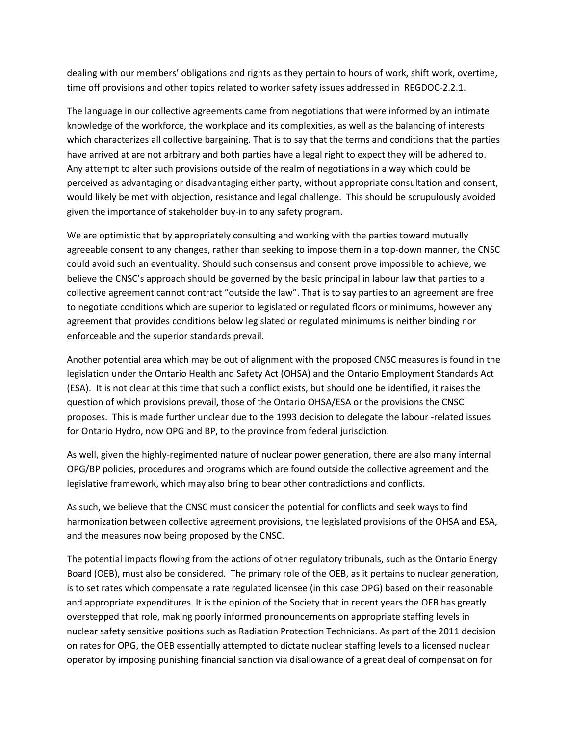dealing with our members' obligations and rights as they pertain to hours of work, shift work, overtime, time off provisions and other topics related to worker safety issues addressed in REGDOC-2.2.1.

The language in our collective agreements came from negotiations that were informed by an intimate knowledge of the workforce, the workplace and its complexities, as well as the balancing of interests which characterizes all collective bargaining. That is to say that the terms and conditions that the parties have arrived at are not arbitrary and both parties have a legal right to expect they will be adhered to. Any attempt to alter such provisions outside of the realm of negotiations in a way which could be perceived as advantaging or disadvantaging either party, without appropriate consultation and consent, would likely be met with objection, resistance and legal challenge. This should be scrupulously avoided given the importance of stakeholder buy-in to any safety program.

We are optimistic that by appropriately consulting and working with the parties toward mutually agreeable consent to any changes, rather than seeking to impose them in a top-down manner, the CNSC could avoid such an eventuality. Should such consensus and consent prove impossible to achieve, we believe the CNSC's approach should be governed by the basic principal in labour law that parties to a collective agreement cannot contract "outside the law". That is to say parties to an agreement are free to negotiate conditions which are superior to legislated or regulated floors or minimums, however any agreement that provides conditions below legislated or regulated minimums is neither binding nor enforceable and the superior standards prevail.

Another potential area which may be out of alignment with the proposed CNSC measures is found in the legislation under the Ontario Health and Safety Act (OHSA) and the Ontario Employment Standards Act (ESA). It is not clear at this time that such a conflict exists, but should one be identified, it raises the question of which provisions prevail, those of the Ontario OHSA/ESA or the provisions the CNSC proposes. This is made further unclear due to the 1993 decision to delegate the labour -related issues for Ontario Hydro, now OPG and BP, to the province from federal jurisdiction.

As well, given the highly-regimented nature of nuclear power generation, there are also many internal OPG/BP policies, procedures and programs which are found outside the collective agreement and the legislative framework, which may also bring to bear other contradictions and conflicts.

As such, we believe that the CNSC must consider the potential for conflicts and seek ways to find harmonization between collective agreement provisions, the legislated provisions of the OHSA and ESA, and the measures now being proposed by the CNSC.

The potential impacts flowing from the actions of other regulatory tribunals, such as the Ontario Energy Board (OEB), must also be considered. The primary role of the OEB, as it pertains to nuclear generation, is to set rates which compensate a rate regulated licensee (in this case OPG) based on their reasonable and appropriate expenditures. It is the opinion of the Society that in recent years the OEB has greatly overstepped that role, making poorly informed pronouncements on appropriate staffing levels in nuclear safety sensitive positions such as Radiation Protection Technicians. As part of the 2011 decision on rates for OPG, the OEB essentially attempted to dictate nuclear staffing levels to a licensed nuclear operator by imposing punishing financial sanction via disallowance of a great deal of compensation for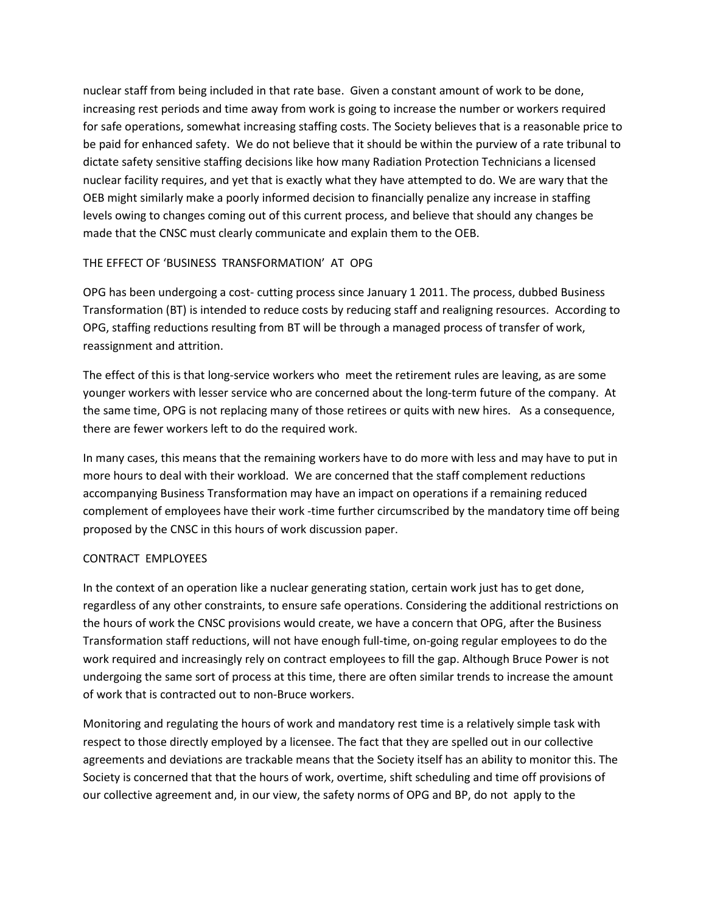nuclear staff from being included in that rate base. Given a constant amount of work to be done, increasing rest periods and time away from work is going to increase the number or workers required for safe operations, somewhat increasing staffing costs. The Society believes that is a reasonable price to be paid for enhanced safety. We do not believe that it should be within the purview of a rate tribunal to dictate safety sensitive staffing decisions like how many Radiation Protection Technicians a licensed nuclear facility requires, and yet that is exactly what they have attempted to do. We are wary that the OEB might similarly make a poorly informed decision to financially penalize any increase in staffing levels owing to changes coming out of this current process, and believe that should any changes be made that the CNSC must clearly communicate and explain them to the OEB.

## THE EFFECT OF 'BUSINESS TRANSFORMATION' AT OPG

OPG has been undergoing a cost- cutting process since January 1 2011. The process, dubbed Business Transformation (BT) is intended to reduce costs by reducing staff and realigning resources. According to OPG, staffing reductions resulting from BT will be through a managed process of transfer of work, reassignment and attrition.

The effect of this is that long-service workers who meet the retirement rules are leaving, as are some younger workers with lesser service who are concerned about the long-term future of the company. At the same time, OPG is not replacing many of those retirees or quits with new hires. As a consequence, there are fewer workers left to do the required work.

In many cases, this means that the remaining workers have to do more with less and may have to put in more hours to deal with their workload. We are concerned that the staff complement reductions accompanying Business Transformation may have an impact on operations if a remaining reduced complement of employees have their work -time further circumscribed by the mandatory time off being proposed by the CNSC in this hours of work discussion paper.

## CONTRACT EMPLOYEES

In the context of an operation like a nuclear generating station, certain work just has to get done, regardless of any other constraints, to ensure safe operations. Considering the additional restrictions on the hours of work the CNSC provisions would create, we have a concern that OPG, after the Business Transformation staff reductions, will not have enough full-time, on-going regular employees to do the work required and increasingly rely on contract employees to fill the gap. Although Bruce Power is not undergoing the same sort of process at this time, there are often similar trends to increase the amount of work that is contracted out to non-Bruce workers.

Monitoring and regulating the hours of work and mandatory rest time is a relatively simple task with respect to those directly employed by a licensee. The fact that they are spelled out in our collective agreements and deviations are trackable means that the Society itself has an ability to monitor this. The Society is concerned that that the hours of work, overtime, shift scheduling and time off provisions of our collective agreement and, in our view, the safety norms of OPG and BP, do not apply to the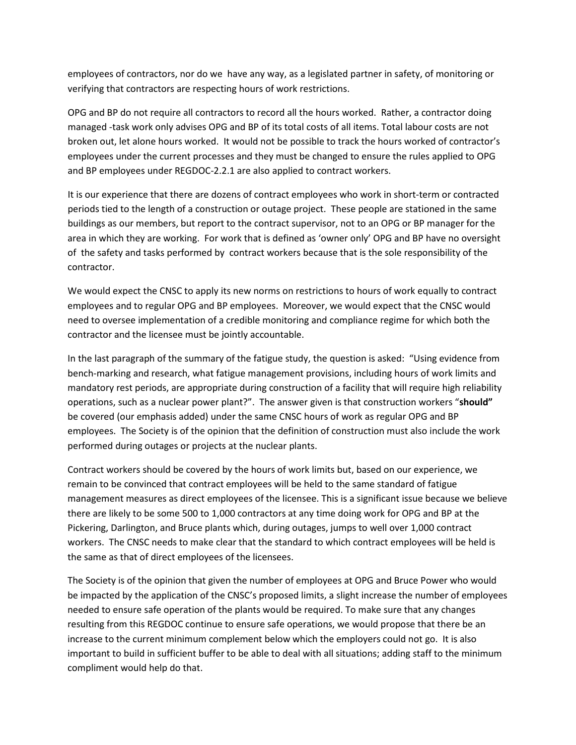employees of contractors, nor do we have any way, as a legislated partner in safety, of monitoring or verifying that contractors are respecting hours of work restrictions.

OPG and BP do not require all contractors to record all the hours worked. Rather, a contractor doing managed -task work only advises OPG and BP of its total costs of all items. Total labour costs are not broken out, let alone hours worked. It would not be possible to track the hours worked of contractor's employees under the current processes and they must be changed to ensure the rules applied to OPG and BP employees under REGDOC-2.2.1 are also applied to contract workers.

It is our experience that there are dozens of contract employees who work in short-term or contracted periods tied to the length of a construction or outage project. These people are stationed in the same buildings as our members, but report to the contract supervisor, not to an OPG or BP manager for the area in which they are working. For work that is defined as 'owner only' OPG and BP have no oversight of the safety and tasks performed by contract workers because that is the sole responsibility of the contractor.

We would expect the CNSC to apply its new norms on restrictions to hours of work equally to contract employees and to regular OPG and BP employees. Moreover, we would expect that the CNSC would need to oversee implementation of a credible monitoring and compliance regime for which both the contractor and the licensee must be jointly accountable.

In the last paragraph of the summary of the fatigue study, the question is asked: "Using evidence from bench-marking and research, what fatigue management provisions, including hours of work limits and mandatory rest periods, are appropriate during construction of a facility that will require high reliability operations, such as a nuclear power plant?". The answer given is that construction workers "**should"** be covered (our emphasis added) under the same CNSC hours of work as regular OPG and BP employees. The Society is of the opinion that the definition of construction must also include the work performed during outages or projects at the nuclear plants.

Contract workers should be covered by the hours of work limits but, based on our experience, we remain to be convinced that contract employees will be held to the same standard of fatigue management measures as direct employees of the licensee. This is a significant issue because we believe there are likely to be some 500 to 1,000 contractors at any time doing work for OPG and BP at the Pickering, Darlington, and Bruce plants which, during outages, jumps to well over 1,000 contract workers. The CNSC needs to make clear that the standard to which contract employees will be held is the same as that of direct employees of the licensees.

The Society is of the opinion that given the number of employees at OPG and Bruce Power who would be impacted by the application of the CNSC's proposed limits, a slight increase the number of employees needed to ensure safe operation of the plants would be required. To make sure that any changes resulting from this REGDOC continue to ensure safe operations, we would propose that there be an increase to the current minimum complement below which the employers could not go. It is also important to build in sufficient buffer to be able to deal with all situations; adding staff to the minimum compliment would help do that.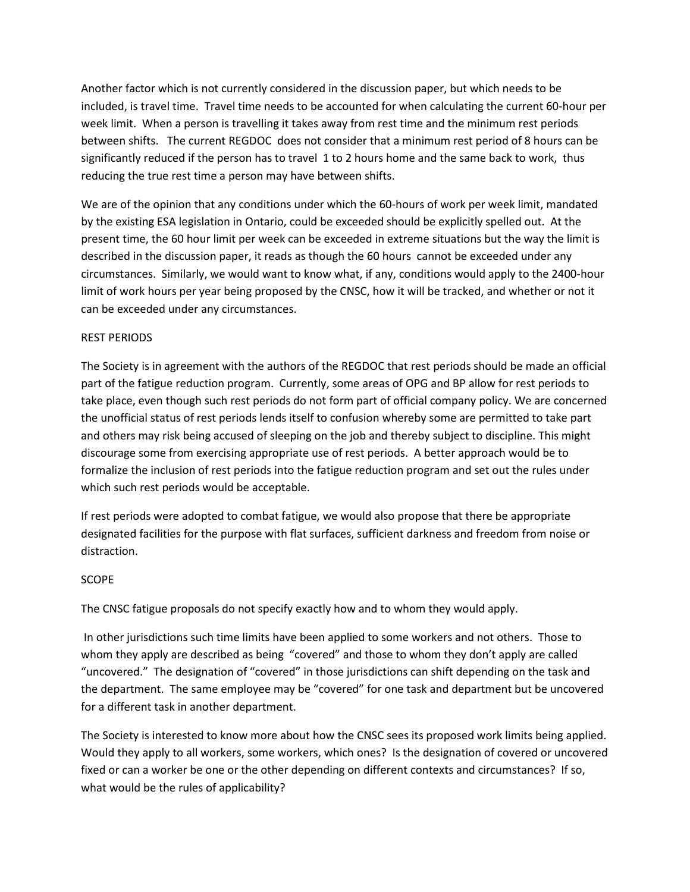Another factor which is not currently considered in the discussion paper, but which needs to be included, is travel time. Travel time needs to be accounted for when calculating the current 60-hour per week limit. When a person is travelling it takes away from rest time and the minimum rest periods between shifts. The current REGDOC does not consider that a minimum rest period of 8 hours can be significantly reduced if the person has to travel 1 to 2 hours home and the same back to work, thus reducing the true rest time a person may have between shifts.

We are of the opinion that any conditions under which the 60-hours of work per week limit, mandated by the existing ESA legislation in Ontario, could be exceeded should be explicitly spelled out. At the present time, the 60 hour limit per week can be exceeded in extreme situations but the way the limit is described in the discussion paper, it reads as though the 60 hours cannot be exceeded under any circumstances. Similarly, we would want to know what, if any, conditions would apply to the 2400-hour limit of work hours per year being proposed by the CNSC, how it will be tracked, and whether or not it can be exceeded under any circumstances.

## REST PERIODS

The Society is in agreement with the authors of the REGDOC that rest periods should be made an official part of the fatigue reduction program. Currently, some areas of OPG and BP allow for rest periods to take place, even though such rest periods do not form part of official company policy. We are concerned the unofficial status of rest periods lends itself to confusion whereby some are permitted to take part and others may risk being accused of sleeping on the job and thereby subject to discipline. This might discourage some from exercising appropriate use of rest periods. A better approach would be to formalize the inclusion of rest periods into the fatigue reduction program and set out the rules under which such rest periods would be acceptable.

If rest periods were adopted to combat fatigue, we would also propose that there be appropriate designated facilities for the purpose with flat surfaces, sufficient darkness and freedom from noise or distraction.

## SCOPE

The CNSC fatigue proposals do not specify exactly how and to whom they would apply.

In other jurisdictions such time limits have been applied to some workers and not others. Those to whom they apply are described as being "covered" and those to whom they don't apply are called "uncovered." The designation of "covered" in those jurisdictions can shift depending on the task and the department. The same employee may be "covered" for one task and department but be uncovered for a different task in another department.

The Society is interested to know more about how the CNSC sees its proposed work limits being applied. Would they apply to all workers, some workers, which ones? Is the designation of covered or uncovered fixed or can a worker be one or the other depending on different contexts and circumstances? If so, what would be the rules of applicability?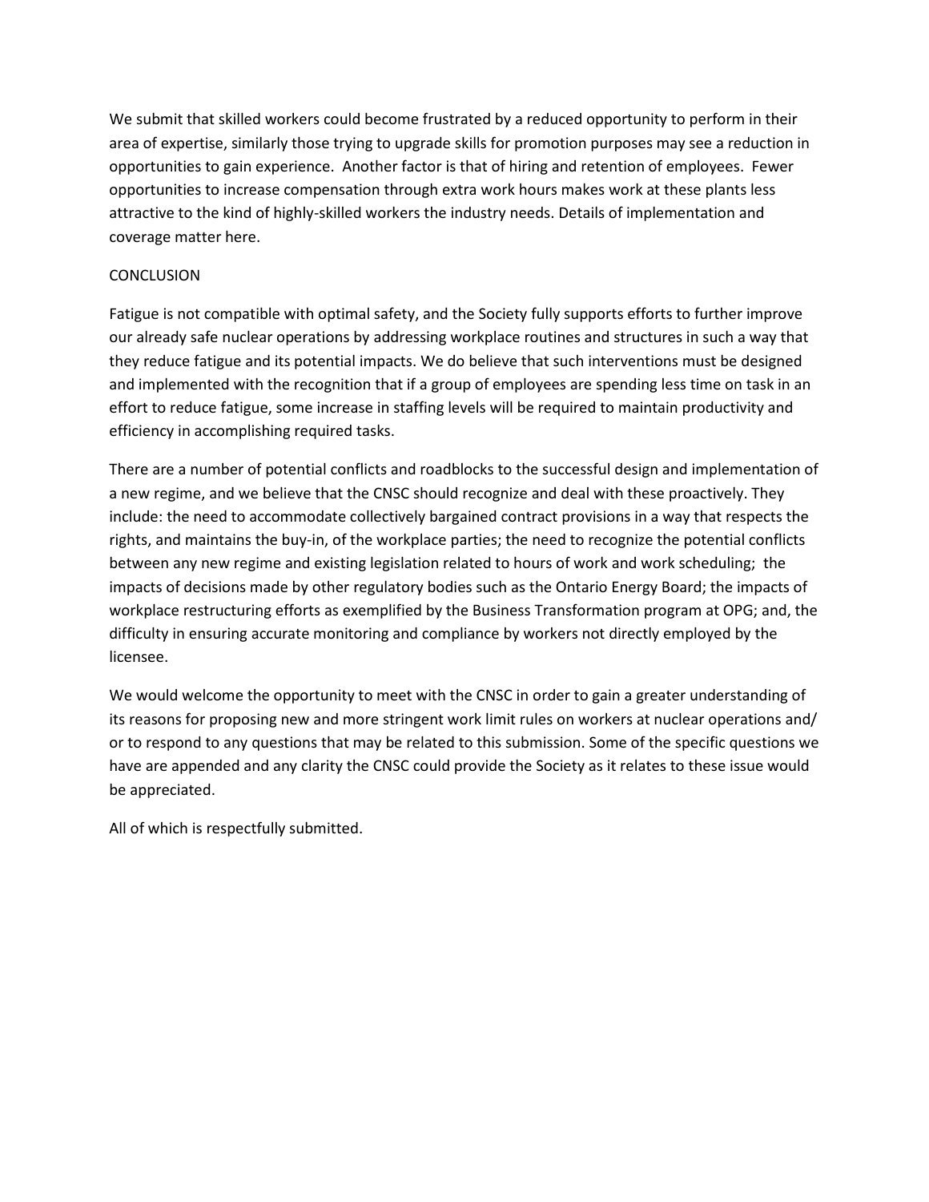We submit that skilled workers could become frustrated by a reduced opportunity to perform in their area of expertise, similarly those trying to upgrade skills for promotion purposes may see a reduction in opportunities to gain experience. Another factor is that of hiring and retention of employees. Fewer opportunities to increase compensation through extra work hours makes work at these plants less attractive to the kind of highly-skilled workers the industry needs. Details of implementation and coverage matter here.

## CONCLUSION

Fatigue is not compatible with optimal safety, and the Society fully supports efforts to further improve our already safe nuclear operations by addressing workplace routines and structures in such a way that they reduce fatigue and its potential impacts. We do believe that such interventions must be designed and implemented with the recognition that if a group of employees are spending less time on task in an effort to reduce fatigue, some increase in staffing levels will be required to maintain productivity and efficiency in accomplishing required tasks.

There are a number of potential conflicts and roadblocks to the successful design and implementation of a new regime, and we believe that the CNSC should recognize and deal with these proactively. They include: the need to accommodate collectively bargained contract provisions in a way that respects the rights, and maintains the buy-in, of the workplace parties; the need to recognize the potential conflicts between any new regime and existing legislation related to hours of work and work scheduling; the impacts of decisions made by other regulatory bodies such as the Ontario Energy Board; the impacts of workplace restructuring efforts as exemplified by the Business Transformation program at OPG; and, the difficulty in ensuring accurate monitoring and compliance by workers not directly employed by the licensee.

We would welcome the opportunity to meet with the CNSC in order to gain a greater understanding of its reasons for proposing new and more stringent work limit rules on workers at nuclear operations and/ or to respond to any questions that may be related to this submission. Some of the specific questions we have are appended and any clarity the CNSC could provide the Society as it relates to these issue would be appreciated.

All of which is respectfully submitted.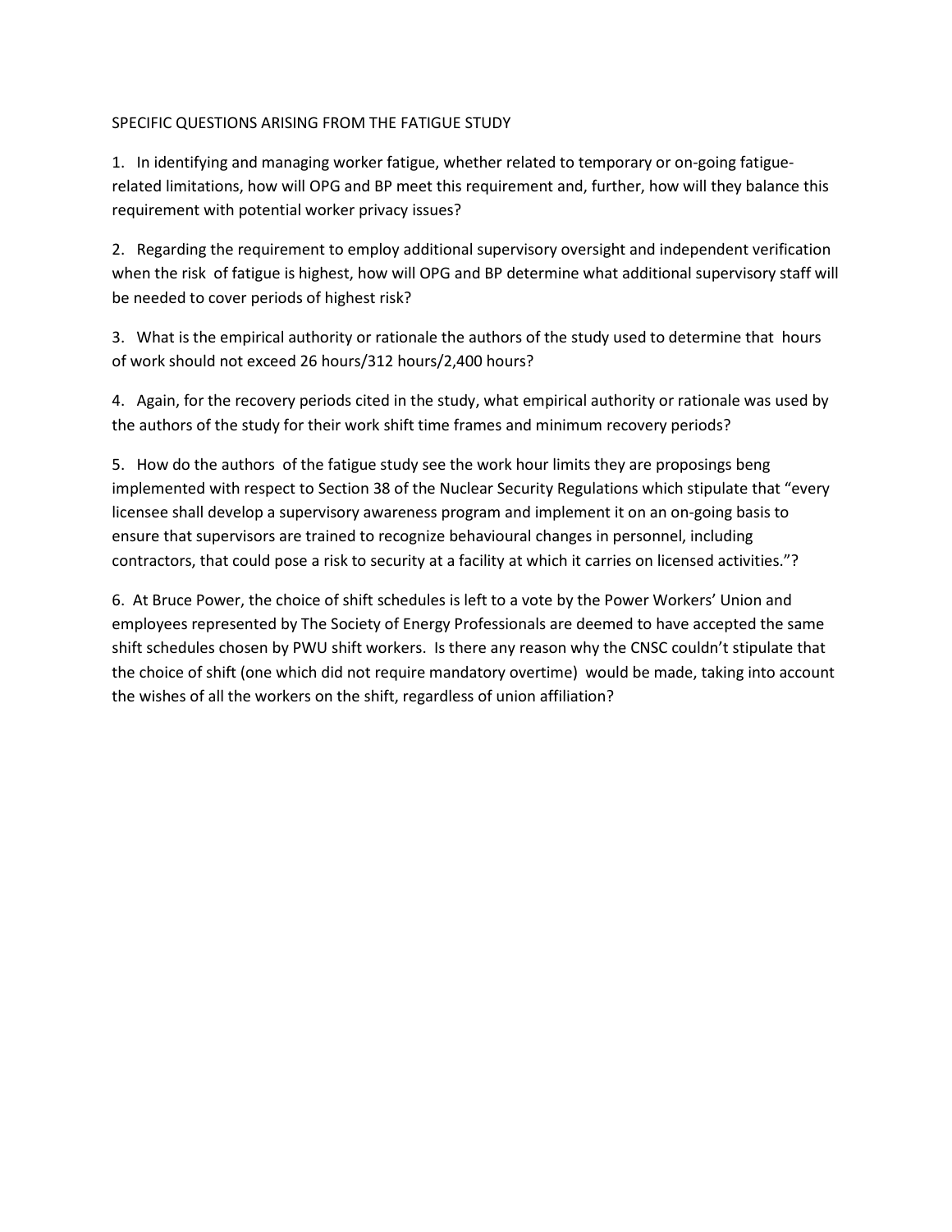SPECIFIC QUESTIONS ARISING FROM THE FATIGUE STUDY

1. In identifying and managing worker fatigue, whether related to temporary or on-going fatigue-related limitations, how will OPG and BP meet this requirement and, further, how will they balance this requirement with potential worker privacy issues?

2. Regarding the requirement to employ additional supervisory oversight and independent verification when the risk of fatigue is highest, how will OPG and BP determine what additional supervisory staff will be needed to cover periods of highest risk?

3. What is the empirical authority or rationale the authors of the study used to determine that hours of work should not exceed 26 hours/312 hours/2,400 hours?

4. Again, for the recovery periods cited in the study, what empirical authority or rationale was used by the authors of the study for their work shift time frames and minimum recovery periods?

5. How do the authors of the fatigue study see the work hour limits they are proposings beng implemented with respect to Section 38 of the Nuclear Security Regulations which stipulate that "every licensee shall develop a supervisory awareness program and implement it on an on-going basis to ensure that supervisors are trained to recognize behavioural changes in personnel, including contractors, that could pose a risk to security at a facility at which it carries on licensed activities."?

6. At Bruce Power, the choice of shift schedules is left to a vote by the Power Workers' Union and employees represented by The Society of Energy Professionals are deemed to have accepted the same shift schedules chosen by PWU shift workers. Is there any reason why the CNSC couldn't stipulate that the choice of shift (one which did not require mandatory overtime) would be made, taking into account the wishes of all the workers on the shift, regardless of union affiliation?